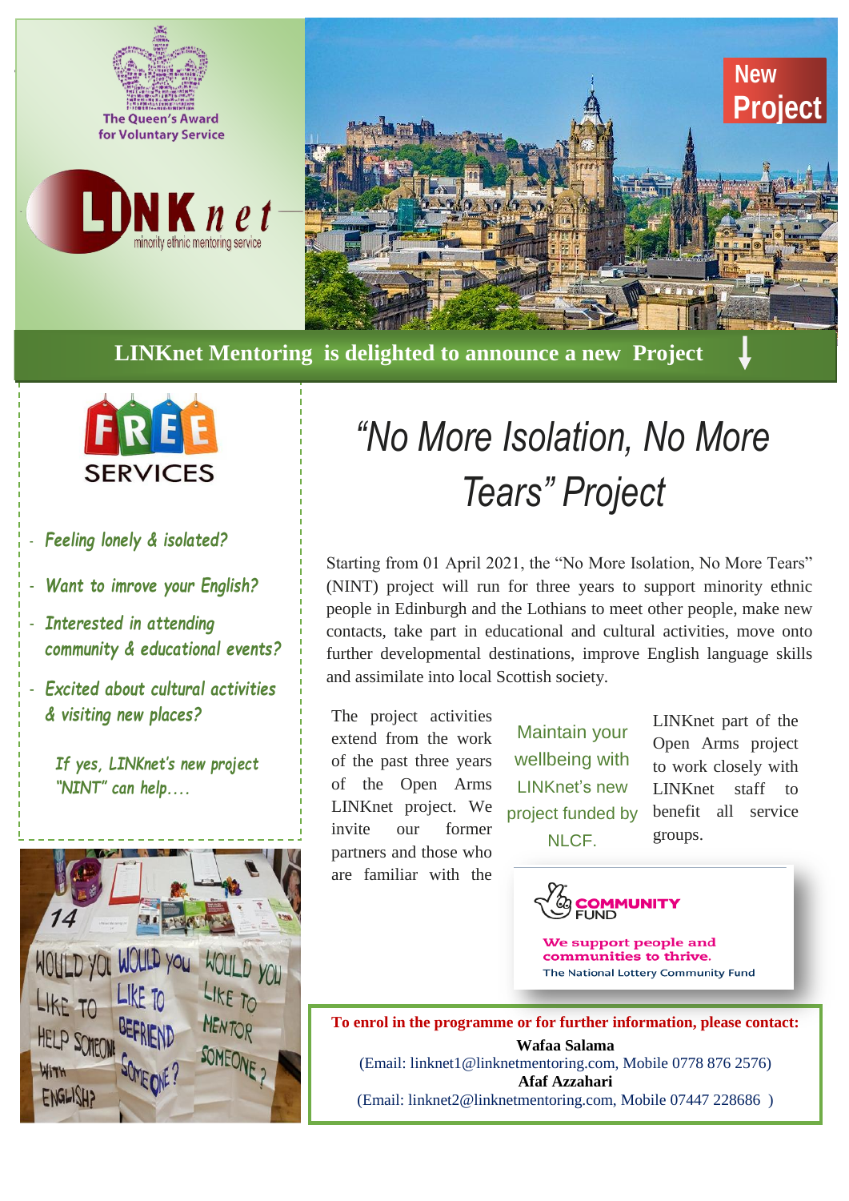The Queen's Award for Voluntary Service

LINKnet minority ethnic mentoring service

New Project

**LINKnet Mentoring is delighted to announce a new Project**

FREE SERVICES

- *Feeling lonely & isolated?*
- *Want to imrove your English?*
- *Interested in attending community & educational events?*
- *Excited about cultural activities & visiting new places?*

*If yes, LINKnet's new project "NINT" can help....*

# *"No More Isolation, No More Tears" Project*

Starting from 01 April 2021, the "No More Isolation, No More Tears" (NINT) project will run for three years to support minority ethnic people in Edinburgh and the Lothians to meet other people, make new contacts, take part in educational and cultural activities, move onto further developmental destinations, improve English language skills and assimilate into local Scottish society.

The project activities extend from the work of the past three years of the Open Arms LINKnet project. We invite our former partners and those who are familiar with the LINKnet part of the Open Arms project to work closely with LINKnet staff to benefit all service groups.

Maintain your wellbeing with LINKnet's new project funded by NLCF.

COMMUNITY FUND

We support people and communities to thrive.

The National Lottery Community Fund

**To enrol in the programme or for further information, please contact:**

**Wafaa Salama**

(Email: linknet1@linknetmentoring.com, Mobile 0778 876 2576)

**Afaf Azzahari**

(Email: linknet2@linknetmentoring.com, Mobile 07447 228686 )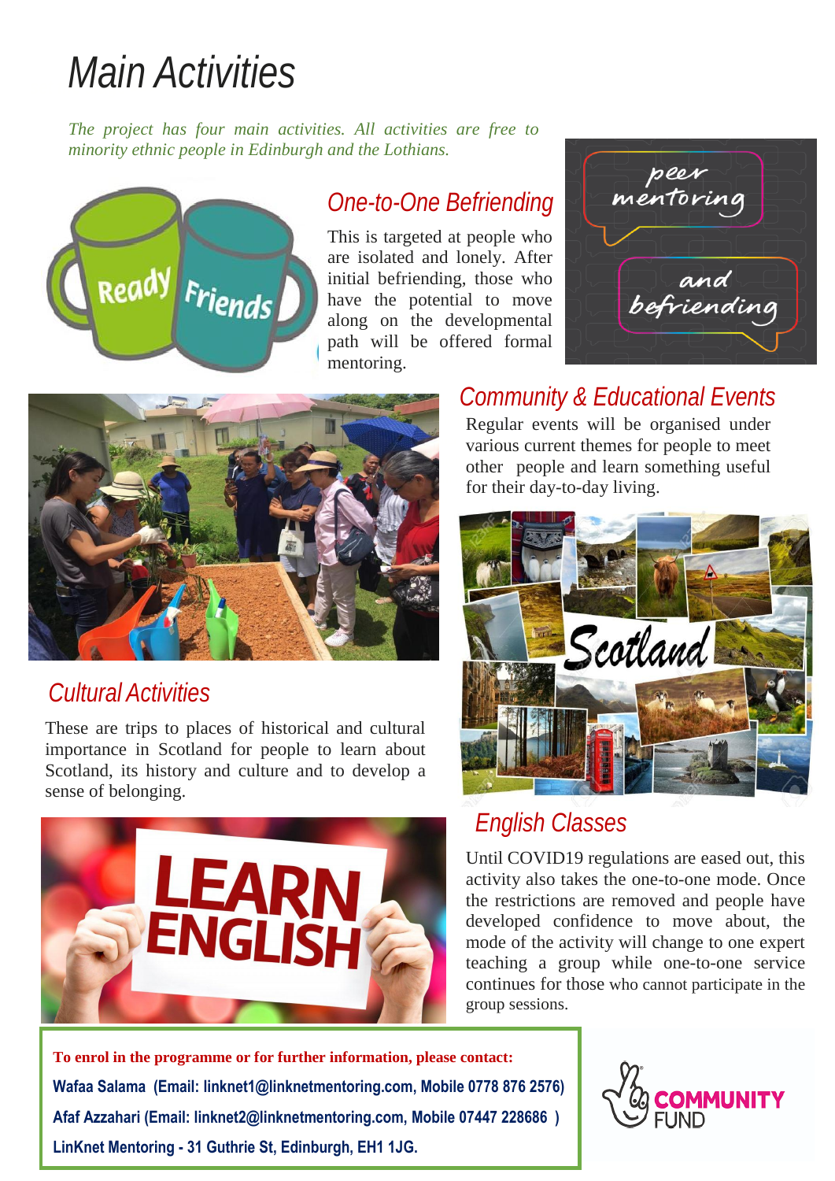# Main Activities

*The project has four main activities. All activities are free to minority ethnic people in Edinburgh and the Lothians.*

## One-to-One Befriending

This is targeted at people who are isolated and lonely. After initial befriending, those who have the potential to move along on the developmental path will be offered formal mentoring.

## Community & Educational Events

Regular events will be organised under various current themes for people to meet other people and learn something useful for their day-to-day living.

## Cultural Activities

These are trips to places of historical and cultural importance in Scotland for people to learn about Scotland, its history and culture and to develop a sense of belonging.

## English Classes

Until COVID19 regulations are eased out, this activity also takes the one-to-one mode. Once the restrictions are removed and people have developed confidence to move about, the mode of the activity will change to one expert teaching a group while one-to-one service continues for those who cannot participate in the group sessions.

**To enrol in the programme or for further information, please contact:**

**Wafaa Salama (Email: linknet1@linknetmentoring.com, Mobile 0778 876 2576)**

**Afaf Azzahari (Email: linknet2@linknetmentoring.com, Mobile 07447 228686 )**

**LinKnet Mentoring - 31 Guthrie St, Edinburgh, EH1 1JG.**

COMMUNITY FUND